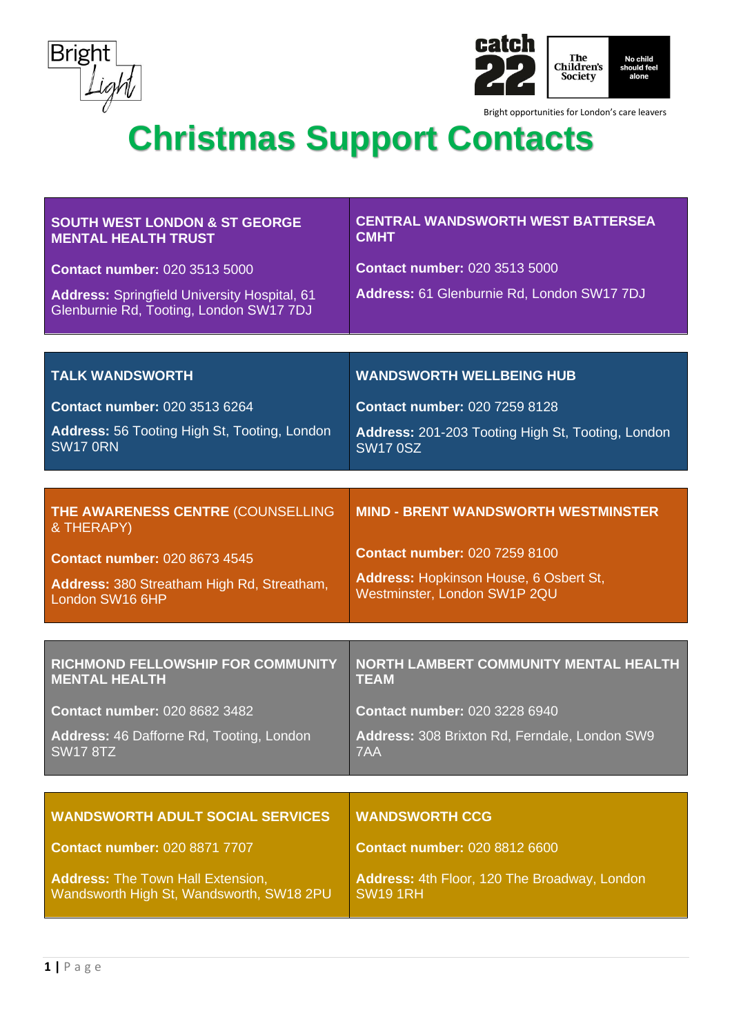Bright Light

catch 22 | The Children's Society | No child should feel alone

Bright opportunities for London's care leavers

# Christmas Support Contacts

### SOUTH WEST LONDON & ST GEORGE MENTAL HEALTH TRUST

**Contact number:** 020 3513 5000

**Address:** Springfield University Hospital, 61 Glenburnie Rd, Tooting, London SW17 7DJ

### CENTRAL WANDSWORTH WEST BATTERSEA CMHT

**Contact number:** 020 3513 5000

**Address:** 61 Glenburnie Rd, London SW17 7DJ

### TALK WANDSWORTH

**Contact number:** 020 3513 6264

**Address:** 56 Tooting High St, Tooting, London SW17 0RN

### WANDSWORTH WELLBEING HUB

**Contact number:** 020 7259 8128

**Address:** 201-203 Tooting High St, Tooting, London SW17 0SZ

### THE AWARENESS CENTRE (COUNSELLING & THERAPY)

**Contact number:** 020 8673 4545

**Address:** 380 Streatham High Rd, Streatham, London SW16 6HP

### MIND - BRENT WANDSWORTH WESTMINSTER

**Contact number:** 020 7259 8100

**Address:** Hopkinson House, 6 Osbert St, Westminster, London SW1P 2QU

### RICHMOND FELLOWSHIP FOR COMMUNITY MENTAL HEALTH

**Contact number:** 020 8682 3482

**Address:** 46 Dafforne Rd, Tooting, London SW17 8TZ

### NORTH LAMBERT COMMUNITY MENTAL HEALTH TEAM

**Contact number:** 020 3228 6940

**Address:** 308 Brixton Rd, Ferndale, London SW9 7AA

### WANDSWORTH ADULT SOCIAL SERVICES

**Contact number:** 020 8871 7707

**Address:** The Town Hall Extension, Wandsworth High St, Wandsworth, SW18 2PU

### WANDSWORTH CCG

**Contact number:** 020 8812 6600

**Address:** 4th Floor, 120 The Broadway, London SW19 1RH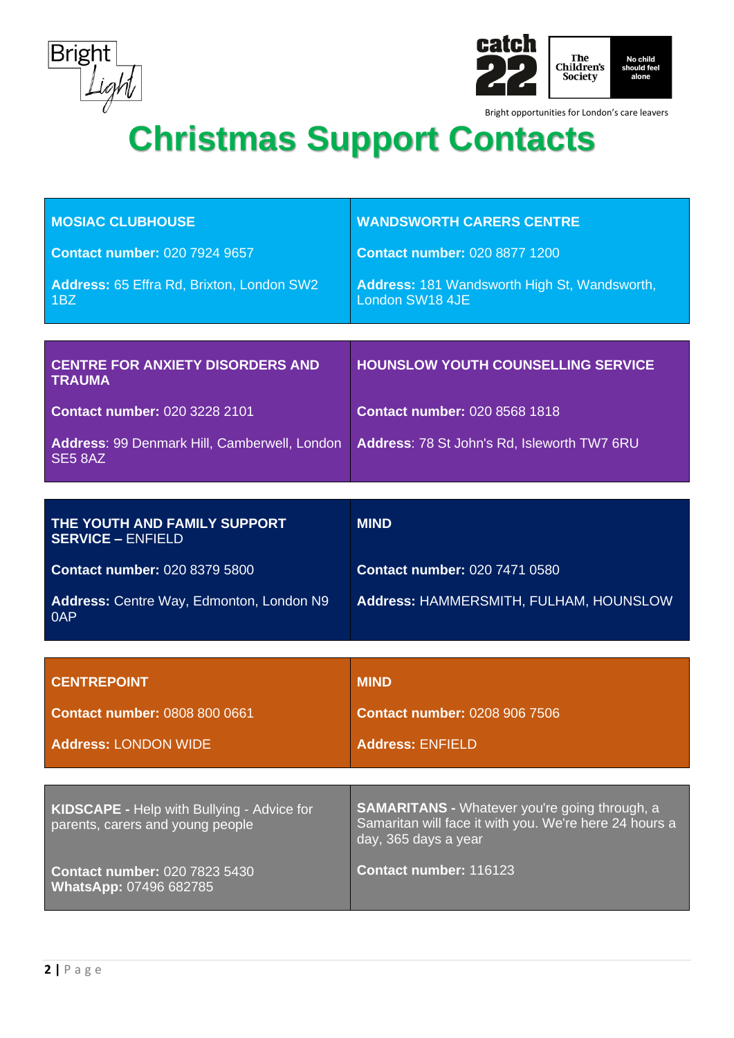Bright Light

catch 22 | The Children's Society | No child should feel alone

Bright opportunities for London's care leavers

# Christmas Support Contacts

| **MOSIAC CLUBHOUSE** | **WANDSWORTH CARERS CENTRE** |
|---|---|
| **Contact number:** 020 7924 9657 | **Contact number:** 020 8877 1200 |
| **Address:** 65 Effra Rd, Brixton, London SW2 1BZ | **Address:** 181 Wandsworth High St, Wandsworth, London SW18 4JE |

| **CENTRE FOR ANXIETY DISORDERS AND TRAUMA** | **HOUNSLOW YOUTH COUNSELLING SERVICE** |
|---|---|
| **Contact number:** 020 3228 2101 | **Contact number:** 020 8568 1818 |
| **Address**: 99 Denmark Hill, Camberwell, London SE5 8AZ | **Address**: 78 St John's Rd, Isleworth TW7 6RU |

| **THE YOUTH AND FAMILY SUPPORT SERVICE –** ENFIELD | **MIND** |
|---|---|
| **Contact number:** 020 8379 5800 | **Contact number:** 020 7471 0580 |
| **Address:** Centre Way, Edmonton, London N9 0AP | **Address:** HAMMERSMITH, FULHAM, HOUNSLOW |

| **CENTREPOINT** | **MIND** |
|---|---|
| **Contact number:** 0808 800 0661 | **Contact number:** 0208 906 7506 |
| **Address:** LONDON WIDE | **Address:** ENFIELD |

| **KIDSCAPE -** Help with Bullying - Advice for parents, carers and young people | **SAMARITANS -** Whatever you're going through, a Samaritan will face it with you. We're here 24 hours a day, 365 days a year |
|---|---|
| **Contact number:** 020 7823 5430<br>**WhatsApp:** 07496 682785 | **Contact number:** 116123 |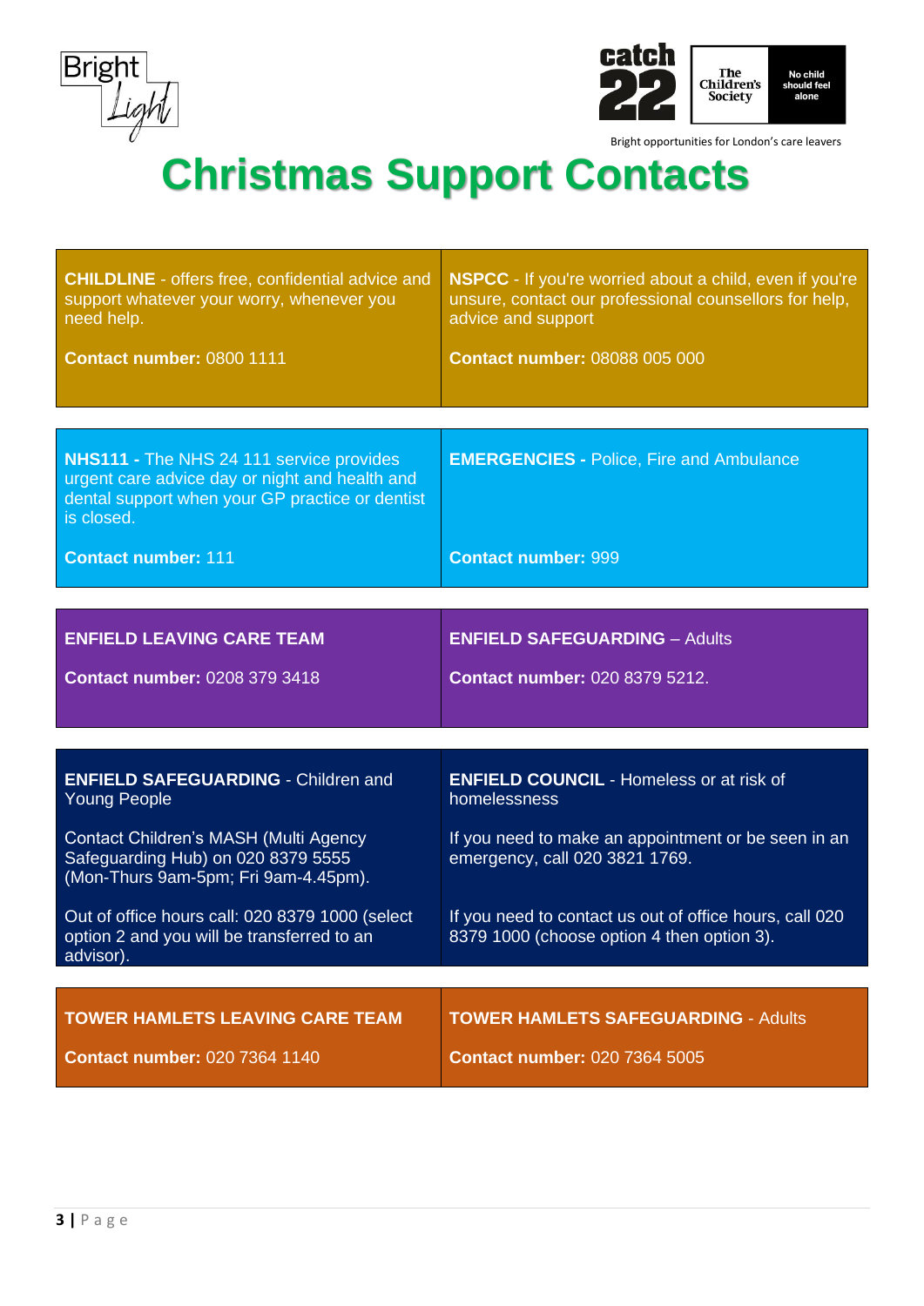Bright opportunities for London's care leavers

# Christmas Support Contacts

| | |
|---|---|
| **CHILDLINE** - offers free, confidential advice and support whatever your worry, whenever you need help.<br><br>**Contact number:** 0800 1111 | **NSPCC** - If you're worried about a child, even if you're unsure, contact our professional counsellors for help, advice and support<br><br>**Contact number:** 08088 005 000 |
| **NHS111 -** The NHS 24 111 service provides urgent care advice day or night and health and dental support when your GP practice or dentist is closed.<br><br>**Contact number:** 111 | **EMERGENCIES -** Police, Fire and Ambulance<br><br>**Contact number:** 999 |
| **ENFIELD LEAVING CARE TEAM**<br><br>**Contact number:** 0208 379 3418 | **ENFIELD SAFEGUARDING** – Adults<br><br>**Contact number:** 020 8379 5212. |
| **ENFIELD SAFEGUARDING** - Children and Young People<br><br>Contact Children's MASH (Multi Agency Safeguarding Hub) on 020 8379 5555 (Mon-Thurs 9am-5pm; Fri 9am-4.45pm).<br><br>Out of office hours call: 020 8379 1000 (select option 2 and you will be transferred to an advisor). | **ENFIELD COUNCIL** - Homeless or at risk of homelessness<br><br>If you need to make an appointment or be seen in an emergency, call 020 3821 1769.<br><br>If you need to contact us out of office hours, call 020 8379 1000 (choose option 4 then option 3). |
| **TOWER HAMLETS LEAVING CARE TEAM**<br><br>**Contact number:** 020 7364 1140 | **TOWER HAMLETS SAFEGUARDING** - Adults<br><br>**Contact number:** 020 7364 5005 |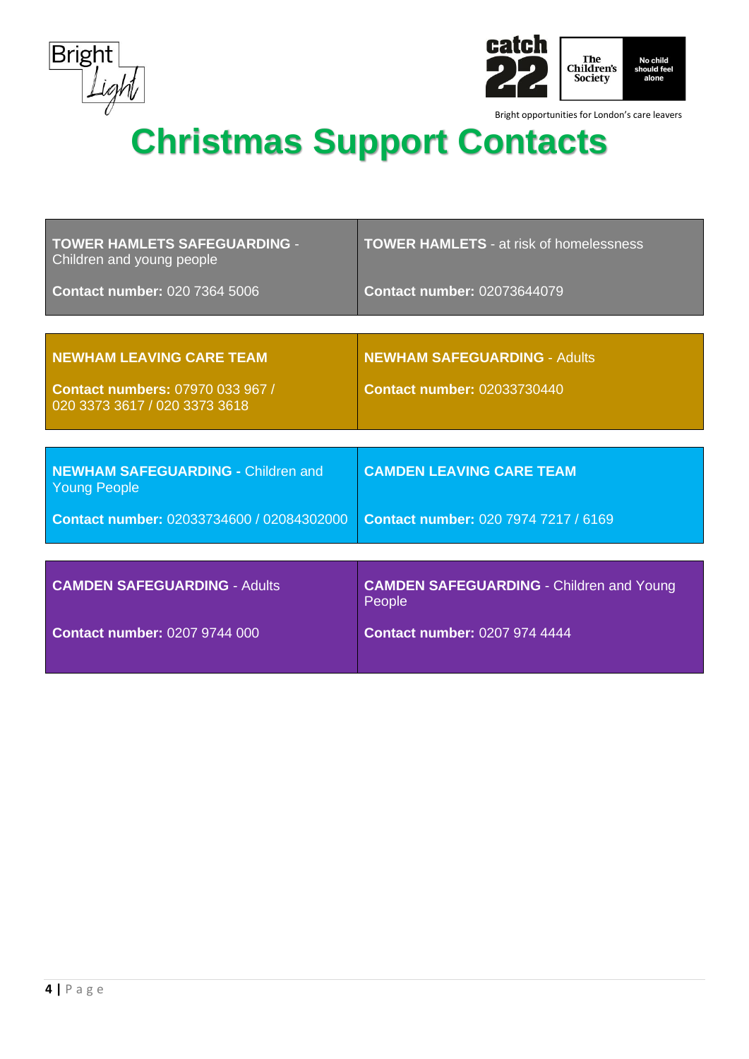Bright Light

catch 22 | The Children's Society | No child should feel alone

Bright opportunities for London's care leavers

# Christmas Support Contacts

| | |
|---|---|
| **TOWER HAMLETS SAFEGUARDING** - Children and young people<br><br>**Contact number:** 020 7364 5006 | **TOWER HAMLETS** - at risk of homelessness<br><br>**Contact number:** 02073644079 |

| | |
|---|---|
| **NEWHAM LEAVING CARE TEAM**<br><br>**Contact numbers:** 07970 033 967 / 020 3373 3617 / 020 3373 3618 | **NEWHAM SAFEGUARDING** - Adults<br><br>**Contact number:** 02033730440 |

| | |
|---|---|
| **NEWHAM SAFEGUARDING -** Children and Young People<br><br>**Contact number:** 02033734600 / 02084302000 | **CAMDEN LEAVING CARE TEAM**<br><br>**Contact number:** 020 7974 7217 / 6169 |

| | |
|---|---|
| **CAMDEN SAFEGUARDING** - Adults<br><br>**Contact number:** 0207 9744 000 | **CAMDEN SAFEGUARDING** - Children and Young People<br><br>**Contact number:** 0207 974 4444 |